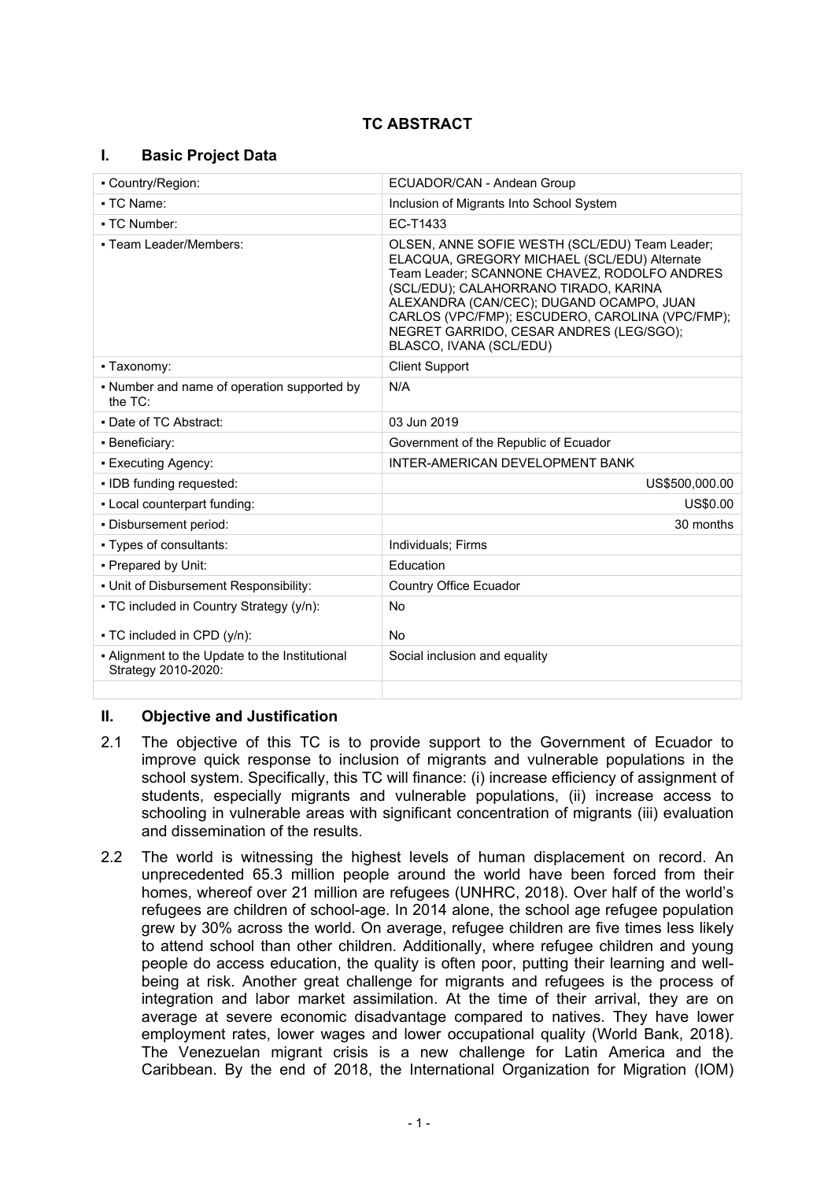# TC ABSTRACT

## I. Basic Project Data

| | |
|---|---|
| ▪ Country/Region: | ECUADOR/CAN - Andean Group |
| ▪ TC Name: | Inclusion of Migrants Into School System |
| ▪ TC Number: | EC-T1433 |
| ▪ Team Leader/Members: | OLSEN, ANNE SOFIE WESTH (SCL/EDU) Team Leader; ELACQUA, GREGORY MICHAEL (SCL/EDU) Alternate Team Leader; SCANNONE CHAVEZ, RODOLFO ANDRES (SCL/EDU); CALAHORRANO TIRADO, KARINA ALEXANDRA (CAN/CEC); DUGAND OCAMPO, JUAN CARLOS (VPC/FMP); ESCUDERO, CAROLINA (VPC/FMP); NEGRET GARRIDO, CESAR ANDRES (LEG/SGO); BLASCO, IVANA (SCL/EDU) |
| ▪ Taxonomy: | Client Support |
| ▪ Number and name of operation supported by the TC: | N/A |
| ▪ Date of TC Abstract: | 03 Jun 2019 |
| ▪ Beneficiary: | Government of the Republic of Ecuador |
| ▪ Executing Agency: | INTER-AMERICAN DEVELOPMENT BANK |
| ▪ IDB funding requested: | US$500,000.00 |
| ▪ Local counterpart funding: | US$0.00 |
| ▪ Disbursement period: | 30 months |
| ▪ Types of consultants: | Individuals; Firms |
| ▪ Prepared by Unit: | Education |
| ▪ Unit of Disbursement Responsibility: | Country Office Ecuador |
| ▪ TC included in Country Strategy (y/n): | No |
| ▪ TC included in CPD (y/n): | No |
| ▪ Alignment to the Update to the Institutional Strategy 2010-2020: | Social inclusion and equality |

## II. Objective and Justification

2.1 The objective of this TC is to provide support to the Government of Ecuador to improve quick response to inclusion of migrants and vulnerable populations in the school system. Specifically, this TC will finance: (i) increase efficiency of assignment of students, especially migrants and vulnerable populations, (ii) increase access to schooling in vulnerable areas with significant concentration of migrants (iii) evaluation and dissemination of the results.

2.2 The world is witnessing the highest levels of human displacement on record. An unprecedented 65.3 million people around the world have been forced from their homes, whereof over 21 million are refugees (UNHRC, 2018). Over half of the world's refugees are children of school-age. In 2014 alone, the school age refugee population grew by 30% across the world. On average, refugee children are five times less likely to attend school than other children. Additionally, where refugee children and young people do access education, the quality is often poor, putting their learning and well-being at risk. Another great challenge for migrants and refugees is the process of integration and labor market assimilation. At the time of their arrival, they are on average at severe economic disadvantage compared to natives. They have lower employment rates, lower wages and lower occupational quality (World Bank, 2018). The Venezuelan migrant crisis is a new challenge for Latin America and the Caribbean. By the end of 2018, the International Organization for Migration (IOM)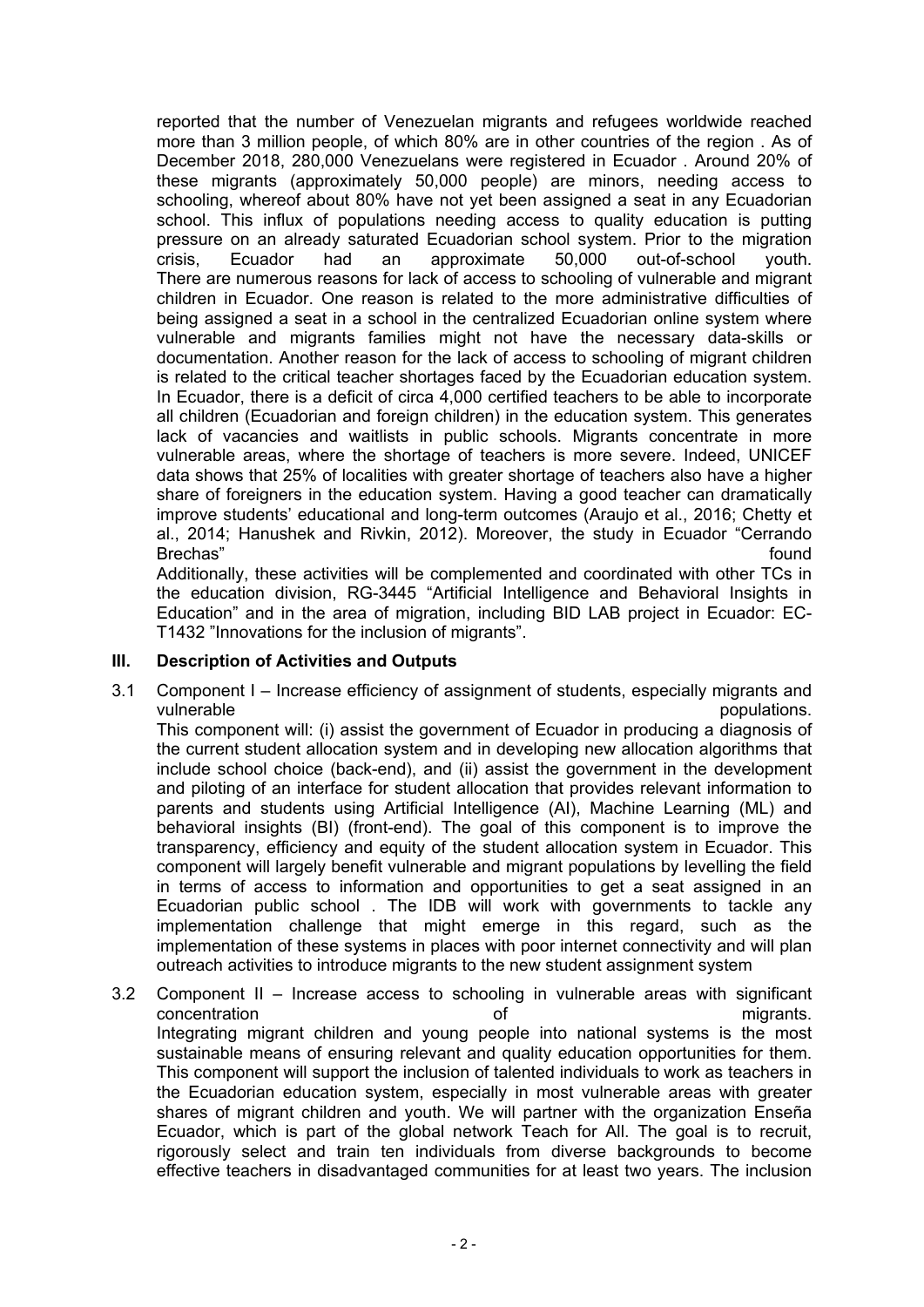reported that the number of Venezuelan migrants and refugees worldwide reached more than 3 million people, of which 80% are in other countries of the region . As of December 2018, 280,000 Venezuelans were registered in Ecuador . Around 20% of these migrants (approximately 50,000 people) are minors, needing access to schooling, whereof about 80% have not yet been assigned a seat in any Ecuadorian school. This influx of populations needing access to quality education is putting pressure on an already saturated Ecuadorian school system. Prior to the migration crisis, Ecuador had an approximate 50,000 out-of-school youth. There are numerous reasons for lack of access to schooling of vulnerable and migrant children in Ecuador. One reason is related to the more administrative difficulties of being assigned a seat in a school in the centralized Ecuadorian online system where vulnerable and migrants families might not have the necessary data-skills or documentation. Another reason for the lack of access to schooling of migrant children is related to the critical teacher shortages faced by the Ecuadorian education system. In Ecuador, there is a deficit of circa 4,000 certified teachers to be able to incorporate all children (Ecuadorian and foreign children) in the education system. This generates lack of vacancies and waitlists in public schools. Migrants concentrate in more vulnerable areas, where the shortage of teachers is more severe. Indeed, UNICEF data shows that 25% of localities with greater shortage of teachers also have a higher share of foreigners in the education system. Having a good teacher can dramatically improve students' educational and long-term outcomes (Araujo et al., 2016; Chetty et al., 2014; Hanushek and Rivkin, 2012). Moreover, the study in Ecuador "Cerrando Brechas" found

Additionally, these activities will be complemented and coordinated with other TCs in the education division, RG-3445 "Artificial Intelligence and Behavioral Insights in Education" and in the area of migration, including BID LAB project in Ecuador: EC-T1432 "Innovations for the inclusion of migrants".

## III. Description of Activities and Outputs

3.1 Component I – Increase efficiency of assignment of students, especially migrants and vulnerable populations.
This component will: (i) assist the government of Ecuador in producing a diagnosis of the current student allocation system and in developing new allocation algorithms that include school choice (back-end), and (ii) assist the government in the development and piloting of an interface for student allocation that provides relevant information to parents and students using Artificial Intelligence (AI), Machine Learning (ML) and behavioral insights (BI) (front-end). The goal of this component is to improve the transparency, efficiency and equity of the student allocation system in Ecuador. This component will largely benefit vulnerable and migrant populations by levelling the field in terms of access to information and opportunities to get a seat assigned in an Ecuadorian public school . The IDB will work with governments to tackle any implementation challenge that might emerge in this regard, such as the implementation of these systems in places with poor internet connectivity and will plan outreach activities to introduce migrants to the new student assignment system

3.2 Component II – Increase access to schooling in vulnerable areas with significant concentration of migrants.
Integrating migrant children and young people into national systems is the most sustainable means of ensuring relevant and quality education opportunities for them. This component will support the inclusion of talented individuals to work as teachers in the Ecuadorian education system, especially in most vulnerable areas with greater shares of migrant children and youth. We will partner with the organization Enseña Ecuador, which is part of the global network Teach for All. The goal is to recruit, rigorously select and train ten individuals from diverse backgrounds to become effective teachers in disadvantaged communities for at least two years. The inclusion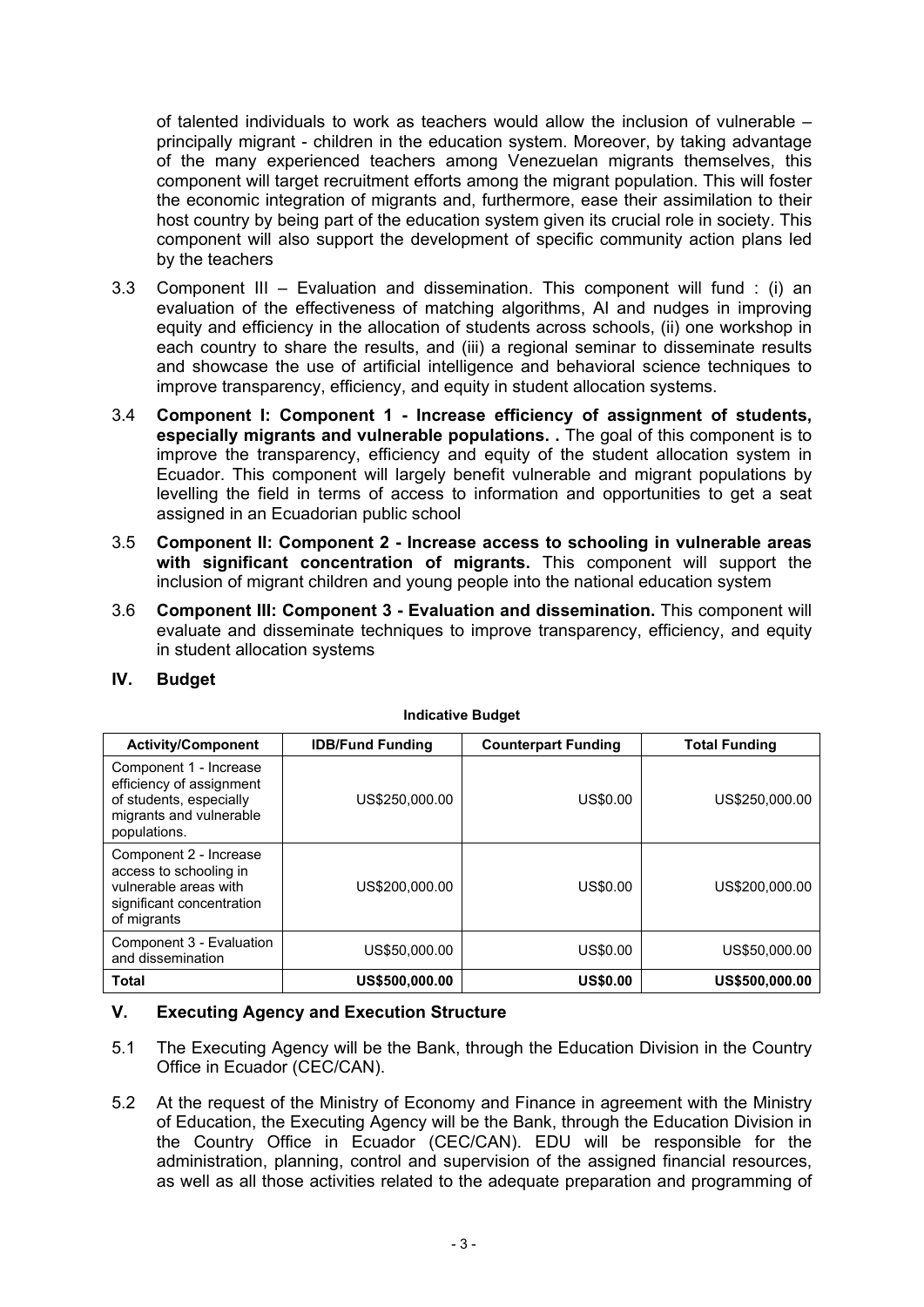of talented individuals to work as teachers would allow the inclusion of vulnerable – principally migrant - children in the education system. Moreover, by taking advantage of the many experienced teachers among Venezuelan migrants themselves, this component will target recruitment efforts among the migrant population. This will foster the economic integration of migrants and, furthermore, ease their assimilation to their host country by being part of the education system given its crucial role in society. This component will also support the development of specific community action plans led by the teachers

3.3 Component III – Evaluation and dissemination. This component will fund : (i) an evaluation of the effectiveness of matching algorithms, AI and nudges in improving equity and efficiency in the allocation of students across schools, (ii) one workshop in each country to share the results, and (iii) a regional seminar to disseminate results and showcase the use of artificial intelligence and behavioral science techniques to improve transparency, efficiency, and equity in student allocation systems.

3.4 **Component I: Component 1 - Increase efficiency of assignment of students, especially migrants and vulnerable populations. .** The goal of this component is to improve the transparency, efficiency and equity of the student allocation system in Ecuador. This component will largely benefit vulnerable and migrant populations by levelling the field in terms of access to information and opportunities to get a seat assigned in an Ecuadorian public school

3.5 **Component II: Component 2 - Increase access to schooling in vulnerable areas with significant concentration of migrants.** This component will support the inclusion of migrant children and young people into the national education system

3.6 **Component III: Component 3 - Evaluation and dissemination.** This component will evaluate and disseminate techniques to improve transparency, efficiency, and equity in student allocation systems

## IV. Budget

**Indicative Budget**

| Activity/Component | IDB/Fund Funding | Counterpart Funding | Total Funding |
|---|---|---|---|
| Component 1 - Increase efficiency of assignment of students, especially migrants and vulnerable populations. | US$250,000.00 | US$0.00 | US$250,000.00 |
| Component 2 - Increase access to schooling in vulnerable areas with significant concentration of migrants | US$200,000.00 | US$0.00 | US$200,000.00 |
| Component 3 - Evaluation and dissemination | US$50,000.00 | US$0.00 | US$50,000.00 |
| **Total** | **US$500,000.00** | **US$0.00** | **US$500,000.00** |

## V. Executing Agency and Execution Structure

5.1 The Executing Agency will be the Bank, through the Education Division in the Country Office in Ecuador (CEC/CAN).

5.2 At the request of the Ministry of Economy and Finance in agreement with the Ministry of Education, the Executing Agency will be the Bank, through the Education Division in the Country Office in Ecuador (CEC/CAN). EDU will be responsible for the administration, planning, control and supervision of the assigned financial resources, as well as all those activities related to the adequate preparation and programming of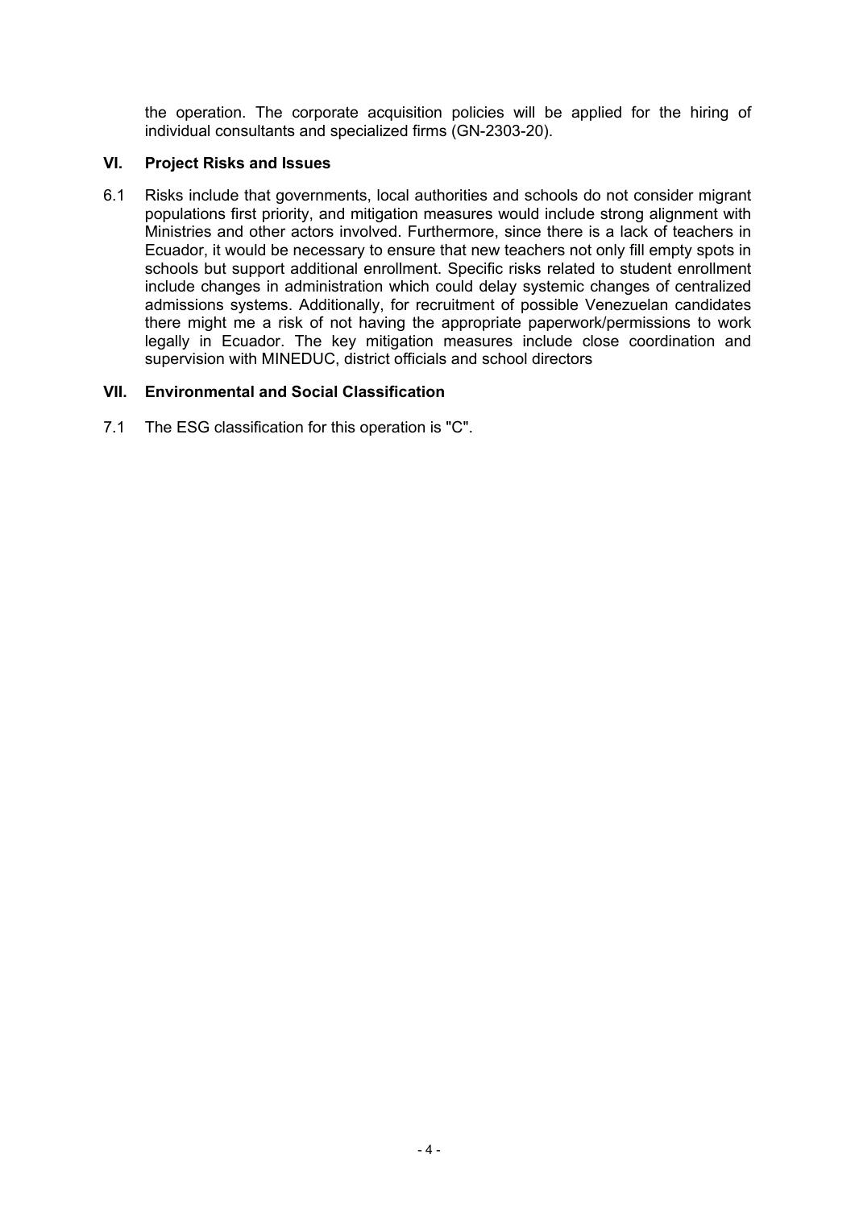the operation. The corporate acquisition policies will be applied for the hiring of individual consultants and specialized firms (GN-2303-20).

## VI. Project Risks and Issues

6.1 Risks include that governments, local authorities and schools do not consider migrant populations first priority, and mitigation measures would include strong alignment with Ministries and other actors involved. Furthermore, since there is a lack of teachers in Ecuador, it would be necessary to ensure that new teachers not only fill empty spots in schools but support additional enrollment. Specific risks related to student enrollment include changes in administration which could delay systemic changes of centralized admissions systems. Additionally, for recruitment of possible Venezuelan candidates there might me a risk of not having the appropriate paperwork/permissions to work legally in Ecuador. The key mitigation measures include close coordination and supervision with MINEDUC, district officials and school directors

## VII. Environmental and Social Classification

7.1 The ESG classification for this operation is "C".